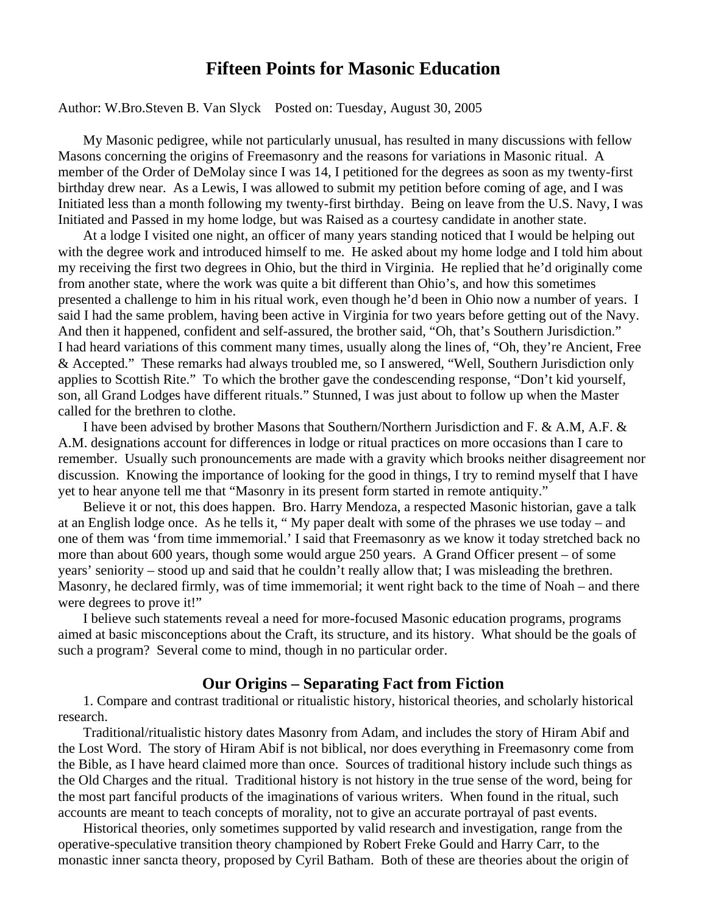# Fifteen Points for Masonic Education

Author: W.Bro.Steven B. Van Slyck  Posted on: Tuesday, August 30, 2005

My Masonic pedigree, while not particularly unusual, has resulted in many discussions with fellow Masons concerning the origins of Freemasonry and the reasons for variations in Masonic ritual. A member of the Order of DeMolay since I was 14, I petitioned for the degrees as soon as my twenty-first birthday drew near. As a Lewis, I was allowed to submit my petition before coming of age, and I was Initiated less than a month following my twenty-first birthday. Being on leave from the U.S. Navy, I was Initiated and Passed in my home lodge, but was Raised as a courtesy candidate in another state.

At a lodge I visited one night, an officer of many years standing noticed that I would be helping out with the degree work and introduced himself to me. He asked about my home lodge and I told him about my receiving the first two degrees in Ohio, but the third in Virginia. He replied that he'd originally come from another state, where the work was quite a bit different than Ohio's, and how this sometimes presented a challenge to him in his ritual work, even though he'd been in Ohio now a number of years. I said I had the same problem, having been active in Virginia for two years before getting out of the Navy. And then it happened, confident and self-assured, the brother said, "Oh, that's Southern Jurisdiction." I had heard variations of this comment many times, usually along the lines of, "Oh, they're Ancient, Free & Accepted." These remarks had always troubled me, so I answered, "Well, Southern Jurisdiction only applies to Scottish Rite." To which the brother gave the condescending response, "Don't kid yourself, son, all Grand Lodges have different rituals." Stunned, I was just about to follow up when the Master called for the brethren to clothe.

I have been advised by brother Masons that Southern/Northern Jurisdiction and F. & A.M, A.F. & A.M. designations account for differences in lodge or ritual practices on more occasions than I care to remember. Usually such pronouncements are made with a gravity which brooks neither disagreement nor discussion. Knowing the importance of looking for the good in things, I try to remind myself that I have yet to hear anyone tell me that "Masonry in its present form started in remote antiquity."

Believe it or not, this does happen. Bro. Harry Mendoza, a respected Masonic historian, gave a talk at an English lodge once. As he tells it, " My paper dealt with some of the phrases we use today – and one of them was 'from time immemorial.' I said that Freemasonry as we know it today stretched back no more than about 600 years, though some would argue 250 years. A Grand Officer present – of some years' seniority – stood up and said that he couldn't really allow that; I was misleading the brethren. Masonry, he declared firmly, was of time immemorial; it went right back to the time of Noah – and there were degrees to prove it!"

I believe such statements reveal a need for more-focused Masonic education programs, programs aimed at basic misconceptions about the Craft, its structure, and its history. What should be the goals of such a program? Several come to mind, though in no particular order.

## Our Origins – Separating Fact from Fiction

1. Compare and contrast traditional or ritualistic history, historical theories, and scholarly historical research.

Traditional/ritualistic history dates Masonry from Adam, and includes the story of Hiram Abif and the Lost Word. The story of Hiram Abif is not biblical, nor does everything in Freemasonry come from the Bible, as I have heard claimed more than once. Sources of traditional history include such things as the Old Charges and the ritual. Traditional history is not history in the true sense of the word, being for the most part fanciful products of the imaginations of various writers. When found in the ritual, such accounts are meant to teach concepts of morality, not to give an accurate portrayal of past events.

Historical theories, only sometimes supported by valid research and investigation, range from the operative-speculative transition theory championed by Robert Freke Gould and Harry Carr, to the monastic inner sancta theory, proposed by Cyril Batham. Both of these are theories about the origin of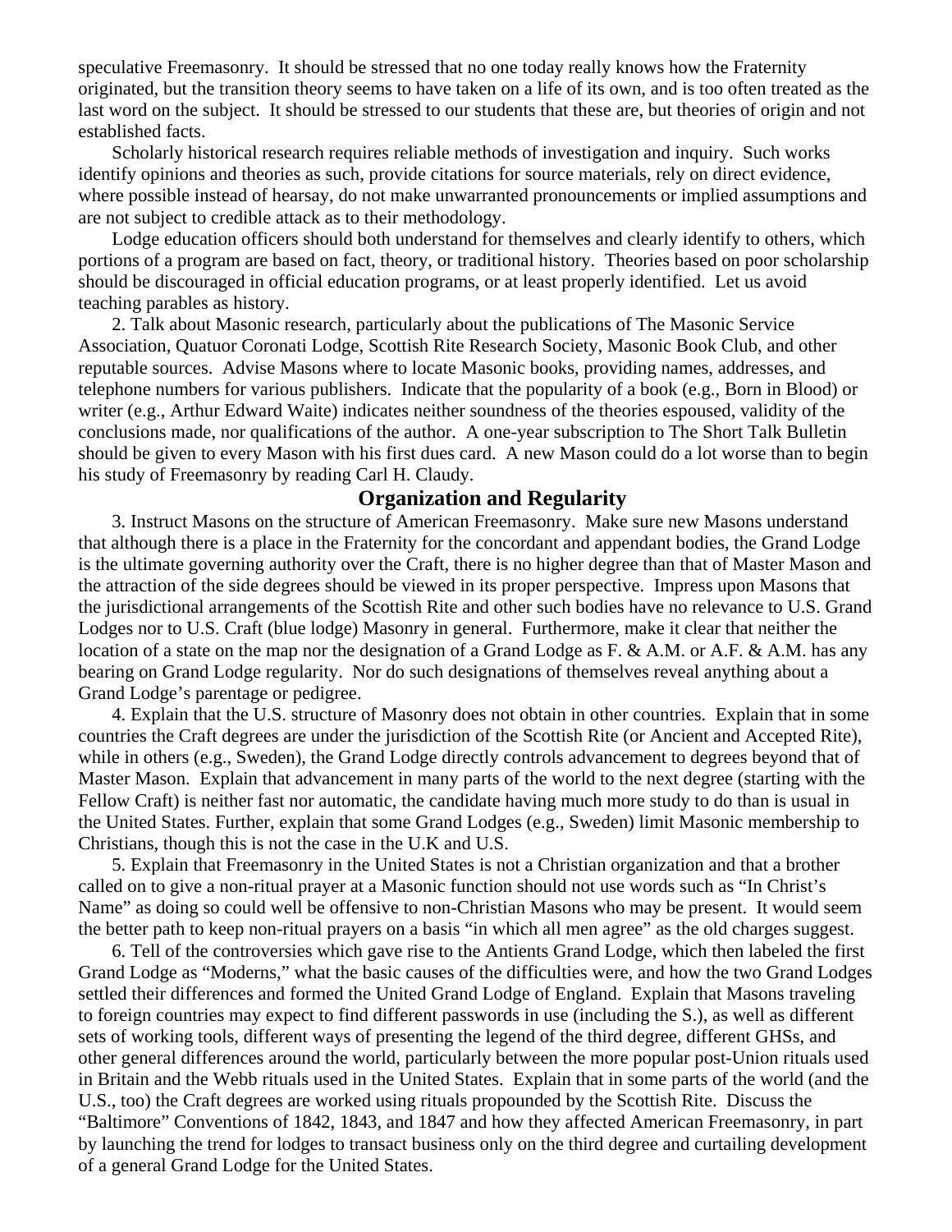speculative Freemasonry. It should be stressed that no one today really knows how the Fraternity originated, but the transition theory seems to have taken on a life of its own, and is too often treated as the last word on the subject. It should be stressed to our students that these are, but theories of origin and not established facts.

Scholarly historical research requires reliable methods of investigation and inquiry. Such works identify opinions and theories as such, provide citations for source materials, rely on direct evidence, where possible instead of hearsay, do not make unwarranted pronouncements or implied assumptions and are not subject to credible attack as to their methodology.

Lodge education officers should both understand for themselves and clearly identify to others, which portions of a program are based on fact, theory, or traditional history. Theories based on poor scholarship should be discouraged in official education programs, or at least properly identified. Let us avoid teaching parables as history.

2. Talk about Masonic research, particularly about the publications of The Masonic Service Association, Quatuor Coronati Lodge, Scottish Rite Research Society, Masonic Book Club, and other reputable sources. Advise Masons where to locate Masonic books, providing names, addresses, and telephone numbers for various publishers. Indicate that the popularity of a book (e.g., Born in Blood) or writer (e.g., Arthur Edward Waite) indicates neither soundness of the theories espoused, validity of the conclusions made, nor qualifications of the author. A one-year subscription to The Short Talk Bulletin should be given to every Mason with his first dues card. A new Mason could do a lot worse than to begin his study of Freemasonry by reading Carl H. Claudy.

## Organization and Regularity

3. Instruct Masons on the structure of American Freemasonry. Make sure new Masons understand that although there is a place in the Fraternity for the concordant and appendant bodies, the Grand Lodge is the ultimate governing authority over the Craft, there is no higher degree than that of Master Mason and the attraction of the side degrees should be viewed in its proper perspective. Impress upon Masons that the jurisdictional arrangements of the Scottish Rite and other such bodies have no relevance to U.S. Grand Lodges nor to U.S. Craft (blue lodge) Masonry in general. Furthermore, make it clear that neither the location of a state on the map nor the designation of a Grand Lodge as F. & A.M. or A.F. & A.M. has any bearing on Grand Lodge regularity. Nor do such designations of themselves reveal anything about a Grand Lodge's parentage or pedigree.

4. Explain that the U.S. structure of Masonry does not obtain in other countries. Explain that in some countries the Craft degrees are under the jurisdiction of the Scottish Rite (or Ancient and Accepted Rite), while in others (e.g., Sweden), the Grand Lodge directly controls advancement to degrees beyond that of Master Mason. Explain that advancement in many parts of the world to the next degree (starting with the Fellow Craft) is neither fast nor automatic, the candidate having much more study to do than is usual in the United States. Further, explain that some Grand Lodges (e.g., Sweden) limit Masonic membership to Christians, though this is not the case in the U.K and U.S.

5. Explain that Freemasonry in the United States is not a Christian organization and that a brother called on to give a non-ritual prayer at a Masonic function should not use words such as "In Christ's Name" as doing so could well be offensive to non-Christian Masons who may be present. It would seem the better path to keep non-ritual prayers on a basis "in which all men agree" as the old charges suggest.

6. Tell of the controversies which gave rise to the Antients Grand Lodge, which then labeled the first Grand Lodge as "Moderns," what the basic causes of the difficulties were, and how the two Grand Lodges settled their differences and formed the United Grand Lodge of England. Explain that Masons traveling to foreign countries may expect to find different passwords in use (including the S.), as well as different sets of working tools, different ways of presenting the legend of the third degree, different GHSs, and other general differences around the world, particularly between the more popular post-Union rituals used in Britain and the Webb rituals used in the United States. Explain that in some parts of the world (and the U.S., too) the Craft degrees are worked using rituals propounded by the Scottish Rite. Discuss the "Baltimore" Conventions of 1842, 1843, and 1847 and how they affected American Freemasonry, in part by launching the trend for lodges to transact business only on the third degree and curtailing development of a general Grand Lodge for the United States.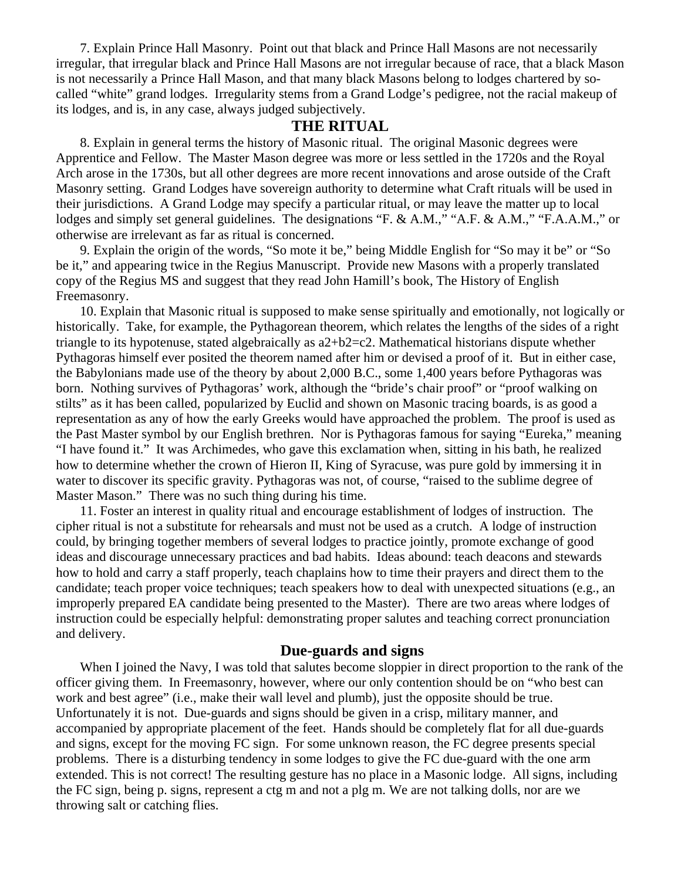7. Explain Prince Hall Masonry. Point out that black and Prince Hall Masons are not necessarily irregular, that irregular black and Prince Hall Masons are not irregular because of race, that a black Mason is not necessarily a Prince Hall Mason, and that many black Masons belong to lodges chartered by so-called "white" grand lodges. Irregularity stems from a Grand Lodge's pedigree, not the racial makeup of its lodges, and is, in any case, always judged subjectively.

## THE RITUAL

8. Explain in general terms the history of Masonic ritual. The original Masonic degrees were Apprentice and Fellow. The Master Mason degree was more or less settled in the 1720s and the Royal Arch arose in the 1730s, but all other degrees are more recent innovations and arose outside of the Craft Masonry setting. Grand Lodges have sovereign authority to determine what Craft rituals will be used in their jurisdictions. A Grand Lodge may specify a particular ritual, or may leave the matter up to local lodges and simply set general guidelines. The designations "F. & A.M.," "A.F. & A.M.," "F.A.A.M.," or otherwise are irrelevant as far as ritual is concerned.

9. Explain the origin of the words, "So mote it be," being Middle English for "So may it be" or "So be it," and appearing twice in the Regius Manuscript. Provide new Masons with a properly translated copy of the Regius MS and suggest that they read John Hamill's book, The History of English Freemasonry.

10. Explain that Masonic ritual is supposed to make sense spiritually and emotionally, not logically or historically. Take, for example, the Pythagorean theorem, which relates the lengths of the sides of a right triangle to its hypotenuse, stated algebraically as $a^2+b^2=c^2$. Mathematical historians dispute whether Pythagoras himself ever posited the theorem named after him or devised a proof of it. But in either case, the Babylonians made use of the theory by about 2,000 B.C., some 1,400 years before Pythagoras was born. Nothing survives of Pythagoras' work, although the "bride's chair proof" or "proof walking on stilts" as it has been called, popularized by Euclid and shown on Masonic tracing boards, is as good a representation as any of how the early Greeks would have approached the problem. The proof is used as the Past Master symbol by our English brethren. Nor is Pythagoras famous for saying "Eureka," meaning "I have found it." It was Archimedes, who gave this exclamation when, sitting in his bath, he realized how to determine whether the crown of Hieron II, King of Syracuse, was pure gold by immersing it in water to discover its specific gravity. Pythagoras was not, of course, "raised to the sublime degree of Master Mason." There was no such thing during his time.

11. Foster an interest in quality ritual and encourage establishment of lodges of instruction. The cipher ritual is not a substitute for rehearsals and must not be used as a crutch. A lodge of instruction could, by bringing together members of several lodges to practice jointly, promote exchange of good ideas and discourage unnecessary practices and bad habits. Ideas abound: teach deacons and stewards how to hold and carry a staff properly, teach chaplains how to time their prayers and direct them to the candidate; teach proper voice techniques; teach speakers how to deal with unexpected situations (e.g., an improperly prepared EA candidate being presented to the Master). There are two areas where lodges of instruction could be especially helpful: demonstrating proper salutes and teaching correct pronunciation and delivery.

### Due-guards and signs

When I joined the Navy, I was told that salutes become sloppier in direct proportion to the rank of the officer giving them. In Freemasonry, however, where our only contention should be on "who best can work and best agree" (i.e., make their wall level and plumb), just the opposite should be true. Unfortunately it is not. Due-guards and signs should be given in a crisp, military manner, and accompanied by appropriate placement of the feet. Hands should be completely flat for all due-guards and signs, except for the moving FC sign. For some unknown reason, the FC degree presents special problems. There is a disturbing tendency in some lodges to give the FC due-guard with the one arm extended. This is not correct! The resulting gesture has no place in a Masonic lodge. All signs, including the FC sign, being p. signs, represent a ctg m and not a plg m. We are not talking dolls, nor are we throwing salt or catching flies.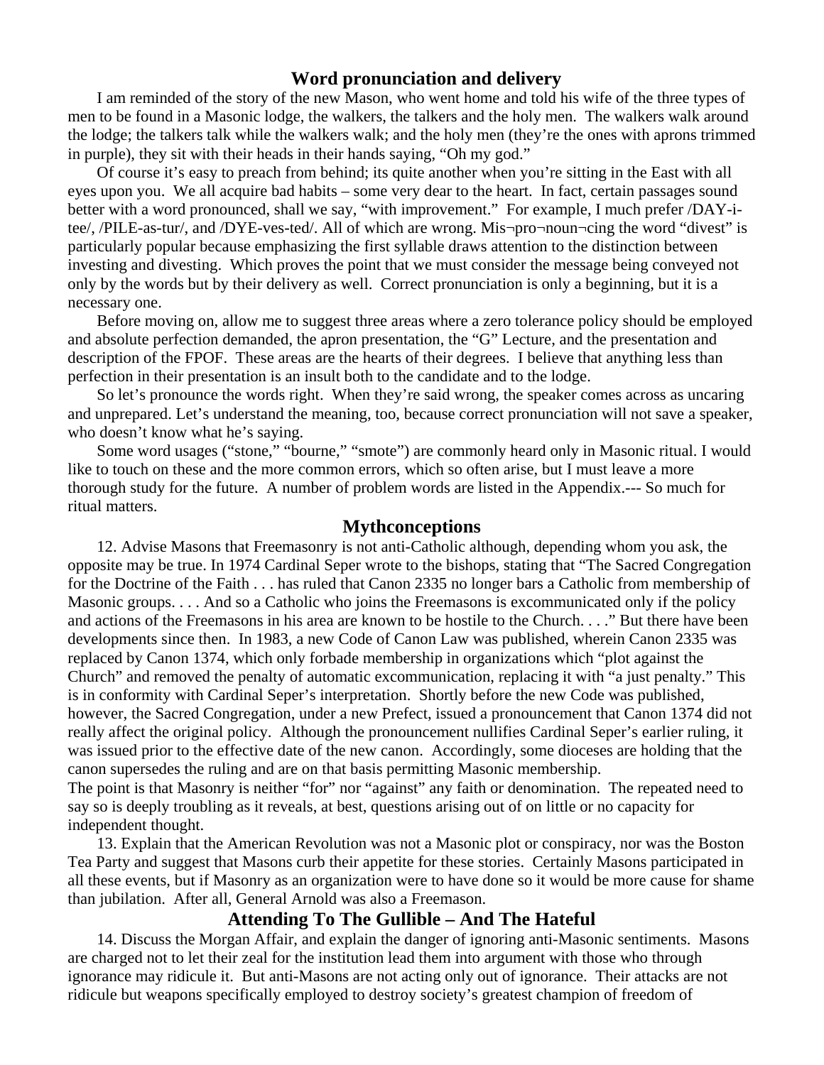## Word pronunciation and delivery

I am reminded of the story of the new Mason, who went home and told his wife of the three types of men to be found in a Masonic lodge, the walkers, the talkers and the holy men. The walkers walk around the lodge; the talkers talk while the walkers walk; and the holy men (they're the ones with aprons trimmed in purple), they sit with their heads in their hands saying, "Oh my god."

Of course it's easy to preach from behind; its quite another when you're sitting in the East with all eyes upon you. We all acquire bad habits – some very dear to the heart. In fact, certain passages sound better with a word pronounced, shall we say, "with improvement." For example, I much prefer /DAY-i-tee/, /PILE-as-tur/, and /DYE-ves-ted/. All of which are wrong. Mis¬pro¬noun¬cing the word "divest" is particularly popular because emphasizing the first syllable draws attention to the distinction between investing and divesting. Which proves the point that we must consider the message being conveyed not only by the words but by their delivery as well. Correct pronunciation is only a beginning, but it is a necessary one.

Before moving on, allow me to suggest three areas where a zero tolerance policy should be employed and absolute perfection demanded, the apron presentation, the "G" Lecture, and the presentation and description of the FPOF. These areas are the hearts of their degrees. I believe that anything less than perfection in their presentation is an insult both to the candidate and to the lodge.

So let's pronounce the words right. When they're said wrong, the speaker comes across as uncaring and unprepared. Let's understand the meaning, too, because correct pronunciation will not save a speaker, who doesn't know what he's saying.

Some word usages ("stone," "bourne," "smote") are commonly heard only in Masonic ritual. I would like to touch on these and the more common errors, which so often arise, but I must leave a more thorough study for the future. A number of problem words are listed in the Appendix.--- So much for ritual matters.

## Mythconceptions

12. Advise Masons that Freemasonry is not anti-Catholic although, depending whom you ask, the opposite may be true. In 1974 Cardinal Seper wrote to the bishops, stating that "The Sacred Congregation for the Doctrine of the Faith . . . has ruled that Canon 2335 no longer bars a Catholic from membership of Masonic groups. . . . And so a Catholic who joins the Freemasons is excommunicated only if the policy and actions of the Freemasons in his area are known to be hostile to the Church. . . ." But there have been developments since then. In 1983, a new Code of Canon Law was published, wherein Canon 2335 was replaced by Canon 1374, which only forbade membership in organizations which "plot against the Church" and removed the penalty of automatic excommunication, replacing it with "a just penalty." This is in conformity with Cardinal Seper's interpretation. Shortly before the new Code was published, however, the Sacred Congregation, under a new Prefect, issued a pronouncement that Canon 1374 did not really affect the original policy. Although the pronouncement nullifies Cardinal Seper's earlier ruling, it was issued prior to the effective date of the new canon. Accordingly, some dioceses are holding that the canon supersedes the ruling and are on that basis permitting Masonic membership.

The point is that Masonry is neither "for" nor "against" any faith or denomination. The repeated need to say so is deeply troubling as it reveals, at best, questions arising out of on little or no capacity for independent thought.

13. Explain that the American Revolution was not a Masonic plot or conspiracy, nor was the Boston Tea Party and suggest that Masons curb their appetite for these stories. Certainly Masons participated in all these events, but if Masonry as an organization were to have done so it would be more cause for shame than jubilation. After all, General Arnold was also a Freemason.

## Attending To The Gullible – And The Hateful

14. Discuss the Morgan Affair, and explain the danger of ignoring anti-Masonic sentiments. Masons are charged not to let their zeal for the institution lead them into argument with those who through ignorance may ridicule it. But anti-Masons are not acting only out of ignorance. Their attacks are not ridicule but weapons specifically employed to destroy society's greatest champion of freedom of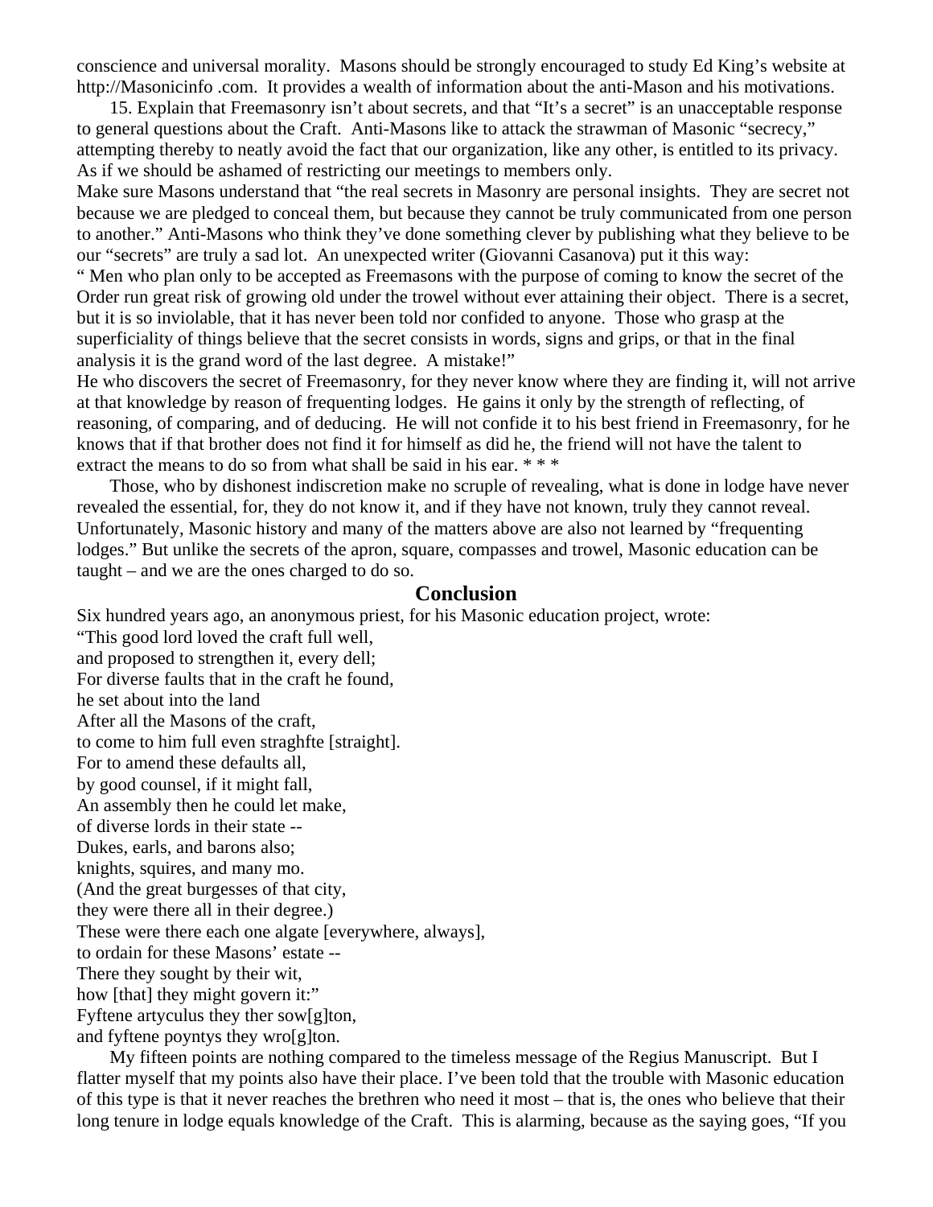conscience and universal morality. Masons should be strongly encouraged to study Ed King's website at http://Masonicinfo .com. It provides a wealth of information about the anti-Mason and his motivations.

15. Explain that Freemasonry isn't about secrets, and that "It's a secret" is an unacceptable response to general questions about the Craft. Anti-Masons like to attack the strawman of Masonic "secrecy," attempting thereby to neatly avoid the fact that our organization, like any other, is entitled to its privacy. As if we should be ashamed of restricting our meetings to members only.

Make sure Masons understand that "the real secrets in Masonry are personal insights. They are secret not because we are pledged to conceal them, but because they cannot be truly communicated from one person to another." Anti-Masons who think they've done something clever by publishing what they believe to be our "secrets" are truly a sad lot. An unexpected writer (Giovanni Casanova) put it this way:

" Men who plan only to be accepted as Freemasons with the purpose of coming to know the secret of the Order run great risk of growing old under the trowel without ever attaining their object. There is a secret, but it is so inviolable, that it has never been told nor confided to anyone. Those who grasp at the superficiality of things believe that the secret consists in words, signs and grips, or that in the final analysis it is the grand word of the last degree. A mistake!"

He who discovers the secret of Freemasonry, for they never know where they are finding it, will not arrive at that knowledge by reason of frequenting lodges. He gains it only by the strength of reflecting, of reasoning, of comparing, and of deducing. He will not confide it to his best friend in Freemasonry, for he knows that if that brother does not find it for himself as did he, the friend will not have the talent to extract the means to do so from what shall be said in his ear. * * *

Those, who by dishonest indiscretion make no scruple of revealing, what is done in lodge have never revealed the essential, for, they do not know it, and if they have not known, truly they cannot reveal. Unfortunately, Masonic history and many of the matters above are also not learned by "frequenting lodges." But unlike the secrets of the apron, square, compasses and trowel, Masonic education can be taught – and we are the ones charged to do so.

## Conclusion

Six hundred years ago, an anonymous priest, for his Masonic education project, wrote:

"This good lord loved the craft full well,  
and proposed to strengthen it, every dell;  
For diverse faults that in the craft he found,  
he set about into the land  
After all the Masons of the craft,  
to come to him full even straghfte [straight].  
For to amend these defaults all,  
by good counsel, if it might fall,  
An assembly then he could let make,  
of diverse lords in their state --  
Dukes, earls, and barons also;  
knights, squires, and many mo.  
(And the great burgesses of that city,  
they were there all in their degree.)  
These were there each one algate [everywhere, always],  
to ordain for these Masons' estate --  
There they sought by their wit,  
how [that] they might govern it:"  
Fyftene artyculus they ther sow[g]ton,  
and fyftene poyntys they wro[g]ton.

My fifteen points are nothing compared to the timeless message of the Regius Manuscript. But I flatter myself that my points also have their place. I've been told that the trouble with Masonic education of this type is that it never reaches the brethren who need it most – that is, the ones who believe that their long tenure in lodge equals knowledge of the Craft. This is alarming, because as the saying goes, "If you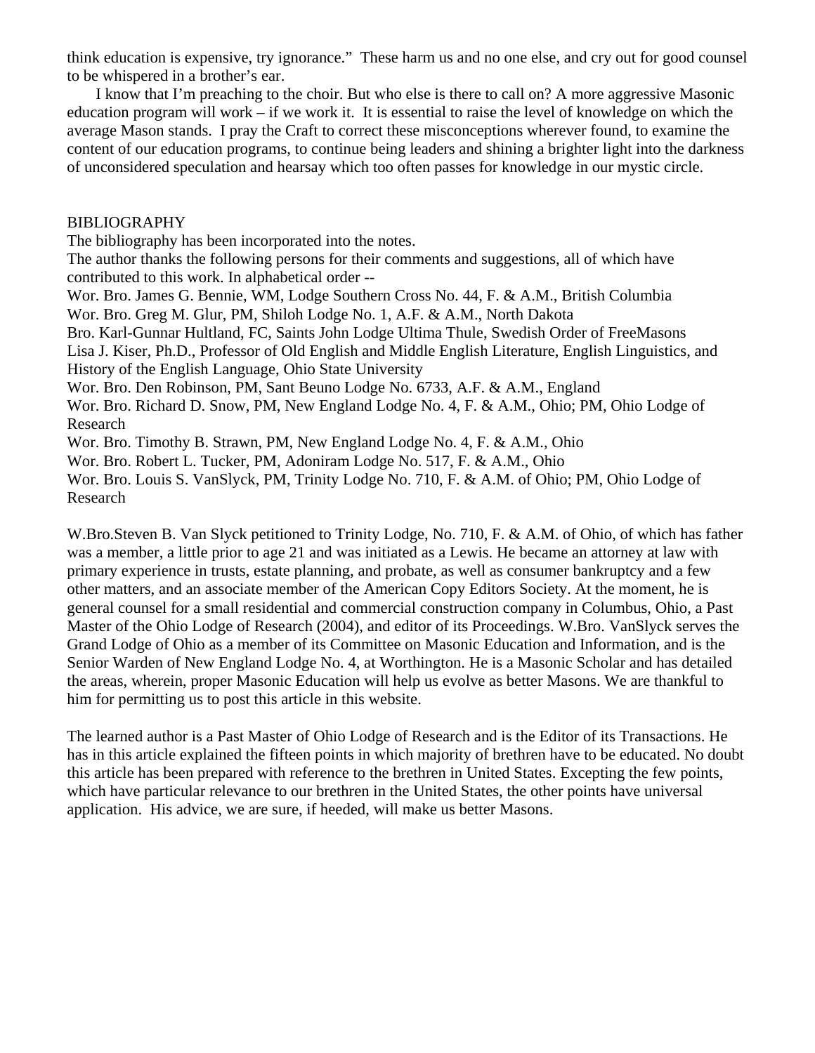think education is expensive, try ignorance." These harm us and no one else, and cry out for good counsel to be whispered in a brother's ear.

I know that I'm preaching to the choir. But who else is there to call on? A more aggressive Masonic education program will work – if we work it. It is essential to raise the level of knowledge on which the average Mason stands. I pray the Craft to correct these misconceptions wherever found, to examine the content of our education programs, to continue being leaders and shining a brighter light into the darkness of unconsidered speculation and hearsay which too often passes for knowledge in our mystic circle.

BIBLIOGRAPHY

The bibliography has been incorporated into the notes.

The author thanks the following persons for their comments and suggestions, all of which have contributed to this work. In alphabetical order --

Wor. Bro. James G. Bennie, WM, Lodge Southern Cross No. 44, F. & A.M., British Columbia
Wor. Bro. Greg M. Glur, PM, Shiloh Lodge No. 1, A.F. & A.M., North Dakota
Bro. Karl-Gunnar Hultland, FC, Saints John Lodge Ultima Thule, Swedish Order of FreeMasons
Lisa J. Kiser, Ph.D., Professor of Old English and Middle English Literature, English Linguistics, and History of the English Language, Ohio State University
Wor. Bro. Den Robinson, PM, Sant Beuno Lodge No. 6733, A.F. & A.M., England
Wor. Bro. Richard D. Snow, PM, New England Lodge No. 4, F. & A.M., Ohio; PM, Ohio Lodge of Research
Wor. Bro. Timothy B. Strawn, PM, New England Lodge No. 4, F. & A.M., Ohio
Wor. Bro. Robert L. Tucker, PM, Adoniram Lodge No. 517, F. & A.M., Ohio
Wor. Bro. Louis S. VanSlyck, PM, Trinity Lodge No. 710, F. & A.M. of Ohio; PM, Ohio Lodge of Research

W.Bro.Steven B. Van Slyck petitioned to Trinity Lodge, No. 710, F. & A.M. of Ohio, of which has father was a member, a little prior to age 21 and was initiated as a Lewis. He became an attorney at law with primary experience in trusts, estate planning, and probate, as well as consumer bankruptcy and a few other matters, and an associate member of the American Copy Editors Society. At the moment, he is general counsel for a small residential and commercial construction company in Columbus, Ohio, a Past Master of the Ohio Lodge of Research (2004), and editor of its Proceedings. W.Bro. VanSlyck serves the Grand Lodge of Ohio as a member of its Committee on Masonic Education and Information, and is the Senior Warden of New England Lodge No. 4, at Worthington. He is a Masonic Scholar and has detailed the areas, wherein, proper Masonic Education will help us evolve as better Masons. We are thankful to him for permitting us to post this article in this website.

The learned author is a Past Master of Ohio Lodge of Research and is the Editor of its Transactions. He has in this article explained the fifteen points in which majority of brethren have to be educated. No doubt this article has been prepared with reference to the brethren in United States. Excepting the few points, which have particular relevance to our brethren in the United States, the other points have universal application. His advice, we are sure, if heeded, will make us better Masons.